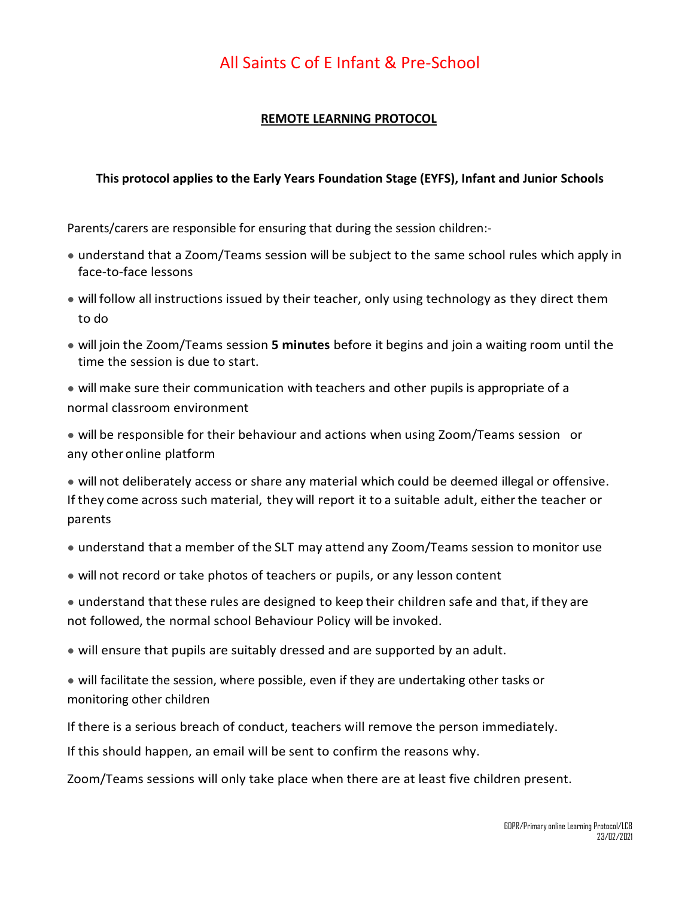# All Saints C of E Infant & Pre-School

## REMOTE LEARNING PROTOCOL

**This protocol applies to the Early Years Foundation Stage (EYFS), Infant and Junior Schools**

Parents/carers are responsible for ensuring that during the session children:-

- understand that a Zoom/Teams session will be subject to the same school rules which apply in face-to-face lessons
- will follow all instructions issued by their teacher, only using technology as they direct them to do
- will join the Zoom/Teams session **5 minutes** before it begins and join a waiting room until the time the session is due to start.
- will make sure their communication with teachers and other pupils is appropriate of a normal classroom environment
- will be responsible for their behaviour and actions when using Zoom/Teams session or any other online platform
- will not deliberately access or share any material which could be deemed illegal or offensive. If they come across such material, they will report it to a suitable adult, either the teacher or parents
- understand that a member of the SLT may attend any Zoom/Teams session to monitor use
- will not record or take photos of teachers or pupils, or any lesson content
- understand that these rules are designed to keep their children safe and that, if they are not followed, the normal school Behaviour Policy will be invoked.
- will ensure that pupils are suitably dressed and are supported by an adult.
- will facilitate the session, where possible, even if they are undertaking other tasks or monitoring other children

If there is a serious breach of conduct, teachers will remove the person immediately.

If this should happen, an email will be sent to confirm the reasons why.

Zoom/Teams sessions will only take place when there are at least five children present.

GDPR/Primary online Learning Protocol/LCB
23/02/2021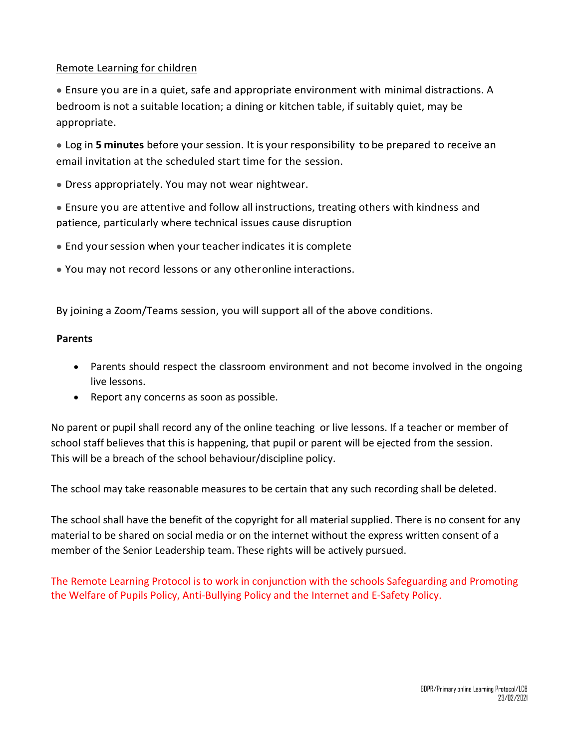Remote Learning for children

- Ensure you are in a quiet, safe and appropriate environment with minimal distractions. A bedroom is not a suitable location; a dining or kitchen table, if suitably quiet, may be appropriate.
- Log in **5 minutes** before your session. It is your responsibility to be prepared to receive an email invitation at the scheduled start time for the session.
- Dress appropriately. You may not wear nightwear.
- Ensure you are attentive and follow all instructions, treating others with kindness and patience, particularly where technical issues cause disruption
- End your session when your teacher indicates it is complete
- You may not record lessons or any other online interactions.

By joining a Zoom/Teams session, you will support all of the above conditions.

**Parents**

- Parents should respect the classroom environment and not become involved in the ongoing live lessons.
- Report any concerns as soon as possible.

No parent or pupil shall record any of the online teaching or live lessons. If a teacher or member of school staff believes that this is happening, that pupil or parent will be ejected from the session. This will be a breach of the school behaviour/discipline policy.

The school may take reasonable measures to be certain that any such recording shall be deleted.

The school shall have the benefit of the copyright for all material supplied. There is no consent for any material to be shared on social media or on the internet without the express written consent of a member of the Senior Leadership team. These rights will be actively pursued.

The Remote Learning Protocol is to work in conjunction with the schools Safeguarding and Promoting the Welfare of Pupils Policy, Anti-Bullying Policy and the Internet and E-Safety Policy.

GDPR/Primary online Learning Protocol/LCB
23/02/2021